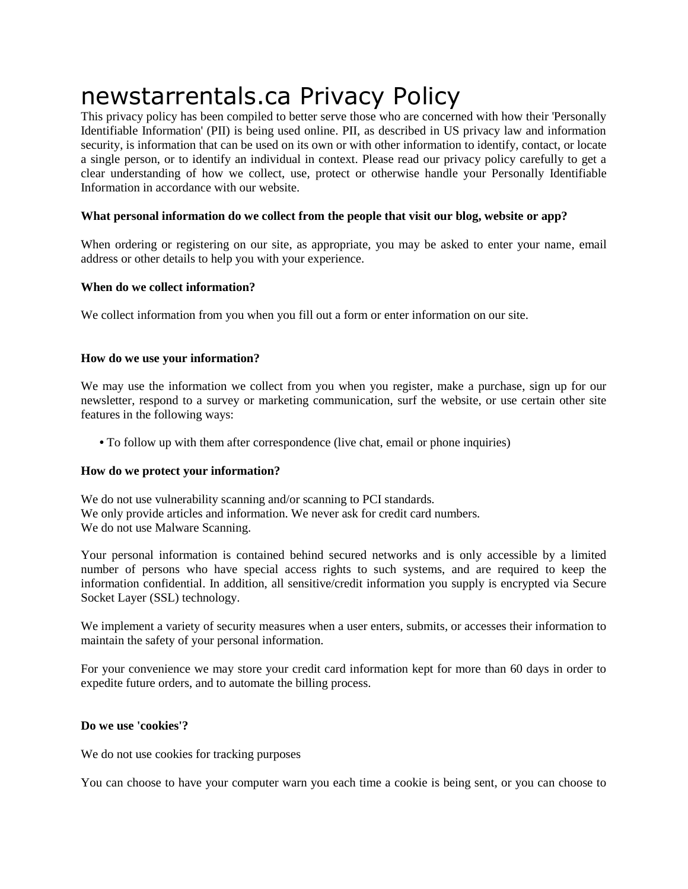# newstarrentals.ca Privacy Policy

This privacy policy has been compiled to better serve those who are concerned with how their 'Personally Identifiable Information' (PII) is being used online. PII, as described in US privacy law and information security, is information that can be used on its own or with other information to identify, contact, or locate a single person, or to identify an individual in context. Please read our privacy policy carefully to get a clear understanding of how we collect, use, protect or otherwise handle your Personally Identifiable Information in accordance with our website.

**What personal information do we collect from the people that visit our blog, website or app?**

When ordering or registering on our site, as appropriate, you may be asked to enter your name, email address or other details to help you with your experience.

**When do we collect information?**

We collect information from you when you fill out a form or enter information on our site.

**How do we use your information?**

We may use the information we collect from you when you register, make a purchase, sign up for our newsletter, respond to a survey or marketing communication, surf the website, or use certain other site features in the following ways:

- To follow up with them after correspondence (live chat, email or phone inquiries)

**How do we protect your information?**

We do not use vulnerability scanning and/or scanning to PCI standards.
We only provide articles and information. We never ask for credit card numbers.
We do not use Malware Scanning.

Your personal information is contained behind secured networks and is only accessible by a limited number of persons who have special access rights to such systems, and are required to keep the information confidential. In addition, all sensitive/credit information you supply is encrypted via Secure Socket Layer (SSL) technology.

We implement a variety of security measures when a user enters, submits, or accesses their information to maintain the safety of your personal information.

For your convenience we may store your credit card information kept for more than 60 days in order to expedite future orders, and to automate the billing process.

**Do we use 'cookies'?**

We do not use cookies for tracking purposes

You can choose to have your computer warn you each time a cookie is being sent, or you can choose to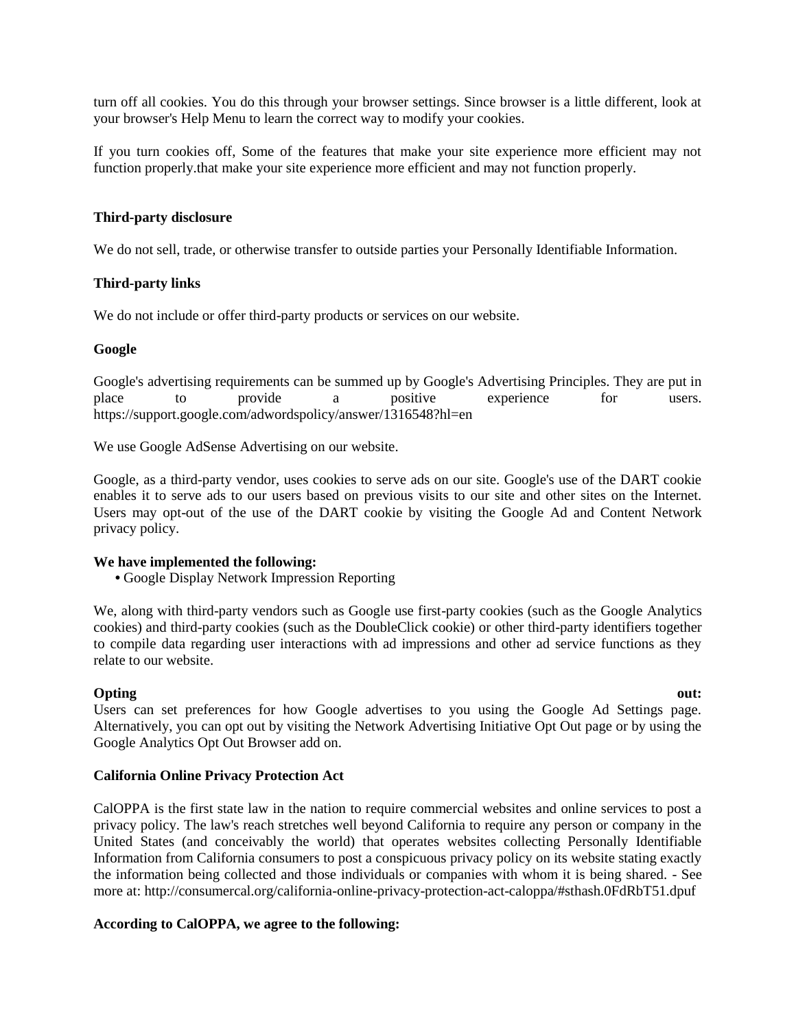turn off all cookies. You do this through your browser settings. Since browser is a little different, look at your browser's Help Menu to learn the correct way to modify your cookies.

If you turn cookies off, Some of the features that make your site experience more efficient may not function properly.that make your site experience more efficient and may not function properly.

**Third-party disclosure**

We do not sell, trade, or otherwise transfer to outside parties your Personally Identifiable Information.

**Third-party links**

We do not include or offer third-party products or services on our website.

**Google**

Google's advertising requirements can be summed up by Google's Advertising Principles. They are put in place to provide a positive experience for users. https://support.google.com/adwordspolicy/answer/1316548?hl=en

We use Google AdSense Advertising on our website.

Google, as a third-party vendor, uses cookies to serve ads on our site. Google's use of the DART cookie enables it to serve ads to our users based on previous visits to our site and other sites on the Internet. Users may opt-out of the use of the DART cookie by visiting the Google Ad and Content Network privacy policy.

**We have implemented the following:**

- Google Display Network Impression Reporting

We, along with third-party vendors such as Google use first-party cookies (such as the Google Analytics cookies) and third-party cookies (such as the DoubleClick cookie) or other third-party identifiers together to compile data regarding user interactions with ad impressions and other ad service functions as they relate to our website.

**Opting out:**
Users can set preferences for how Google advertises to you using the Google Ad Settings page. Alternatively, you can opt out by visiting the Network Advertising Initiative Opt Out page or by using the Google Analytics Opt Out Browser add on.

**California Online Privacy Protection Act**

CalOPPA is the first state law in the nation to require commercial websites and online services to post a privacy policy. The law's reach stretches well beyond California to require any person or company in the United States (and conceivably the world) that operates websites collecting Personally Identifiable Information from California consumers to post a conspicuous privacy policy on its website stating exactly the information being collected and those individuals or companies with whom it is being shared. - See more at: http://consumercal.org/california-online-privacy-protection-act-caloppa/#sthash.0FdRbT51.dpuf

**According to CalOPPA, we agree to the following:**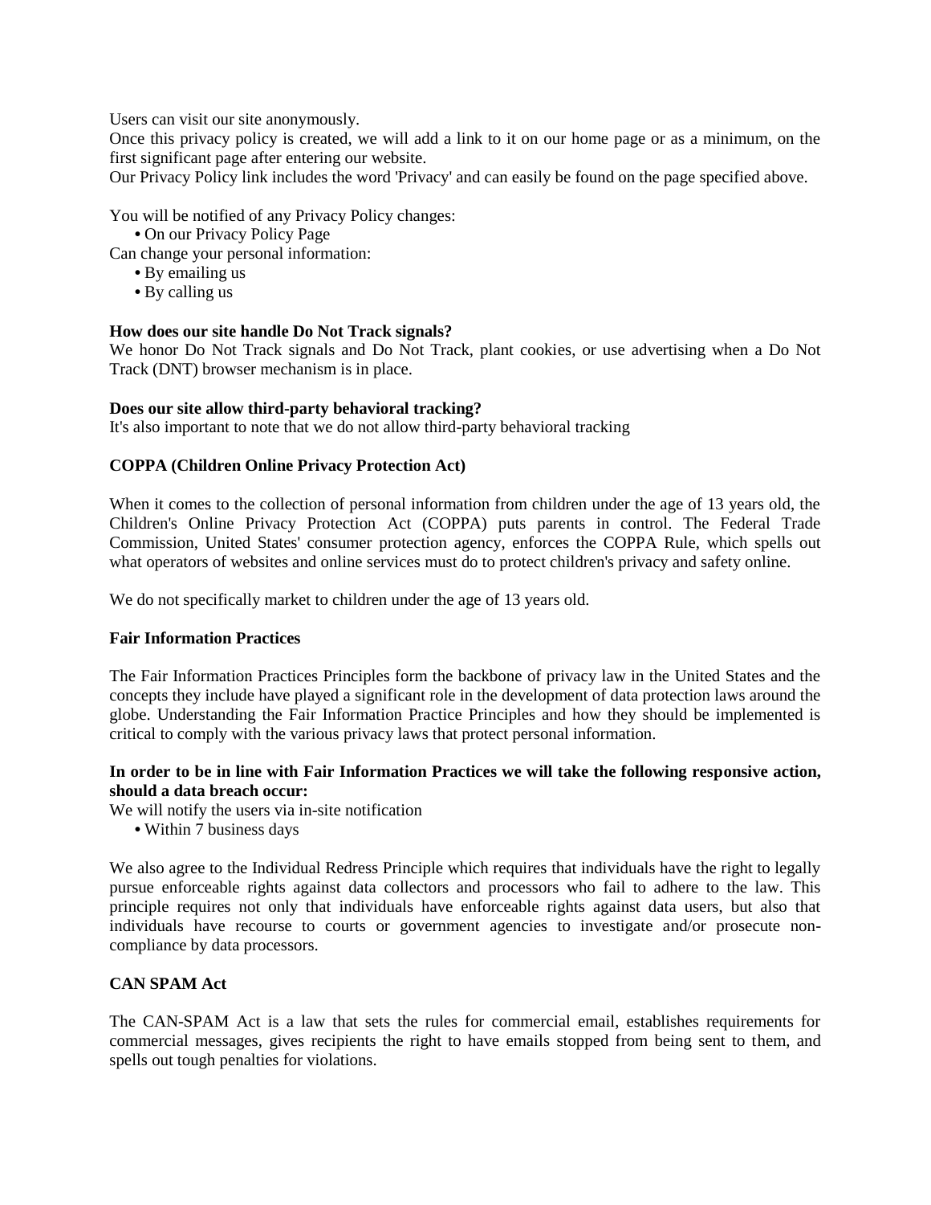Users can visit our site anonymously.
Once this privacy policy is created, we will add a link to it on our home page or as a minimum, on the first significant page after entering our website.
Our Privacy Policy link includes the word 'Privacy' and can easily be found on the page specified above.

You will be notified of any Privacy Policy changes:

- On our Privacy Policy Page

Can change your personal information:

- By emailing us
- By calling us

**How does our site handle Do Not Track signals?**
We honor Do Not Track signals and Do Not Track, plant cookies, or use advertising when a Do Not Track (DNT) browser mechanism is in place.

**Does our site allow third-party behavioral tracking?**
It's also important to note that we do not allow third-party behavioral tracking

**COPPA (Children Online Privacy Protection Act)**

When it comes to the collection of personal information from children under the age of 13 years old, the Children's Online Privacy Protection Act (COPPA) puts parents in control. The Federal Trade Commission, United States' consumer protection agency, enforces the COPPA Rule, which spells out what operators of websites and online services must do to protect children's privacy and safety online.

We do not specifically market to children under the age of 13 years old.

**Fair Information Practices**

The Fair Information Practices Principles form the backbone of privacy law in the United States and the concepts they include have played a significant role in the development of data protection laws around the globe. Understanding the Fair Information Practice Principles and how they should be implemented is critical to comply with the various privacy laws that protect personal information.

**In order to be in line with Fair Information Practices we will take the following responsive action, should a data breach occur:**
We will notify the users via in-site notification

- Within 7 business days

We also agree to the Individual Redress Principle which requires that individuals have the right to legally pursue enforceable rights against data collectors and processors who fail to adhere to the law. This principle requires not only that individuals have enforceable rights against data users, but also that individuals have recourse to courts or government agencies to investigate and/or prosecute non-compliance by data processors.

**CAN SPAM Act**

The CAN-SPAM Act is a law that sets the rules for commercial email, establishes requirements for commercial messages, gives recipients the right to have emails stopped from being sent to them, and spells out tough penalties for violations.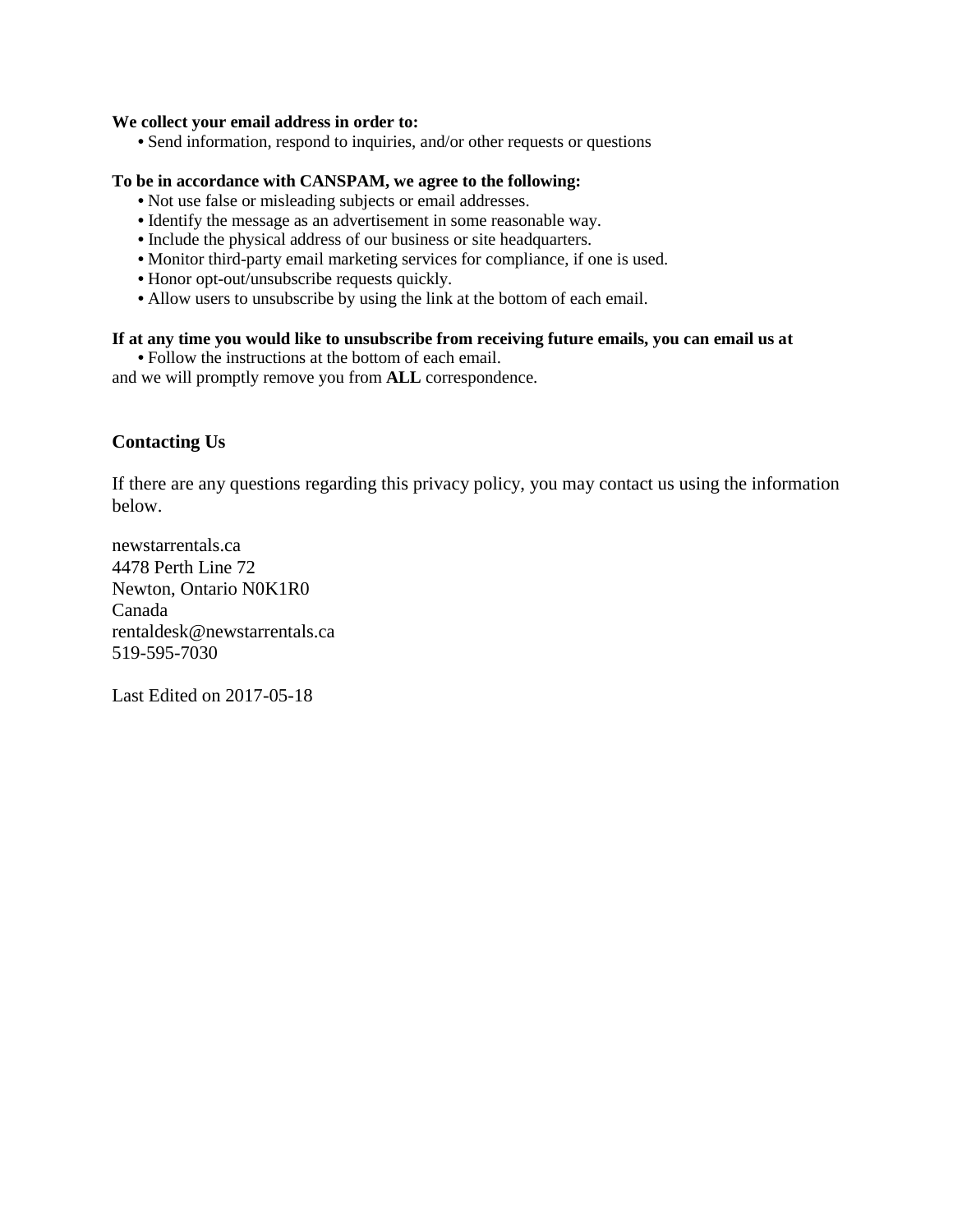**We collect your email address in order to:**

- Send information, respond to inquiries, and/or other requests or questions

**To be in accordance with CANSPAM, we agree to the following:**

- Not use false or misleading subjects or email addresses.
- Identify the message as an advertisement in some reasonable way.
- Include the physical address of our business or site headquarters.
- Monitor third-party email marketing services for compliance, if one is used.
- Honor opt-out/unsubscribe requests quickly.
- Allow users to unsubscribe by using the link at the bottom of each email.

**If at any time you would like to unsubscribe from receiving future emails, you can email us at**

- Follow the instructions at the bottom of each email.

and we will promptly remove you from **ALL** correspondence.

## Contacting Us

If there are any questions regarding this privacy policy, you may contact us using the information below.

newstarrentals.ca
4478 Perth Line 72
Newton, Ontario N0K1R0
Canada
rentaldesk@newstarrentals.ca
519-595-7030

Last Edited on 2017-05-18